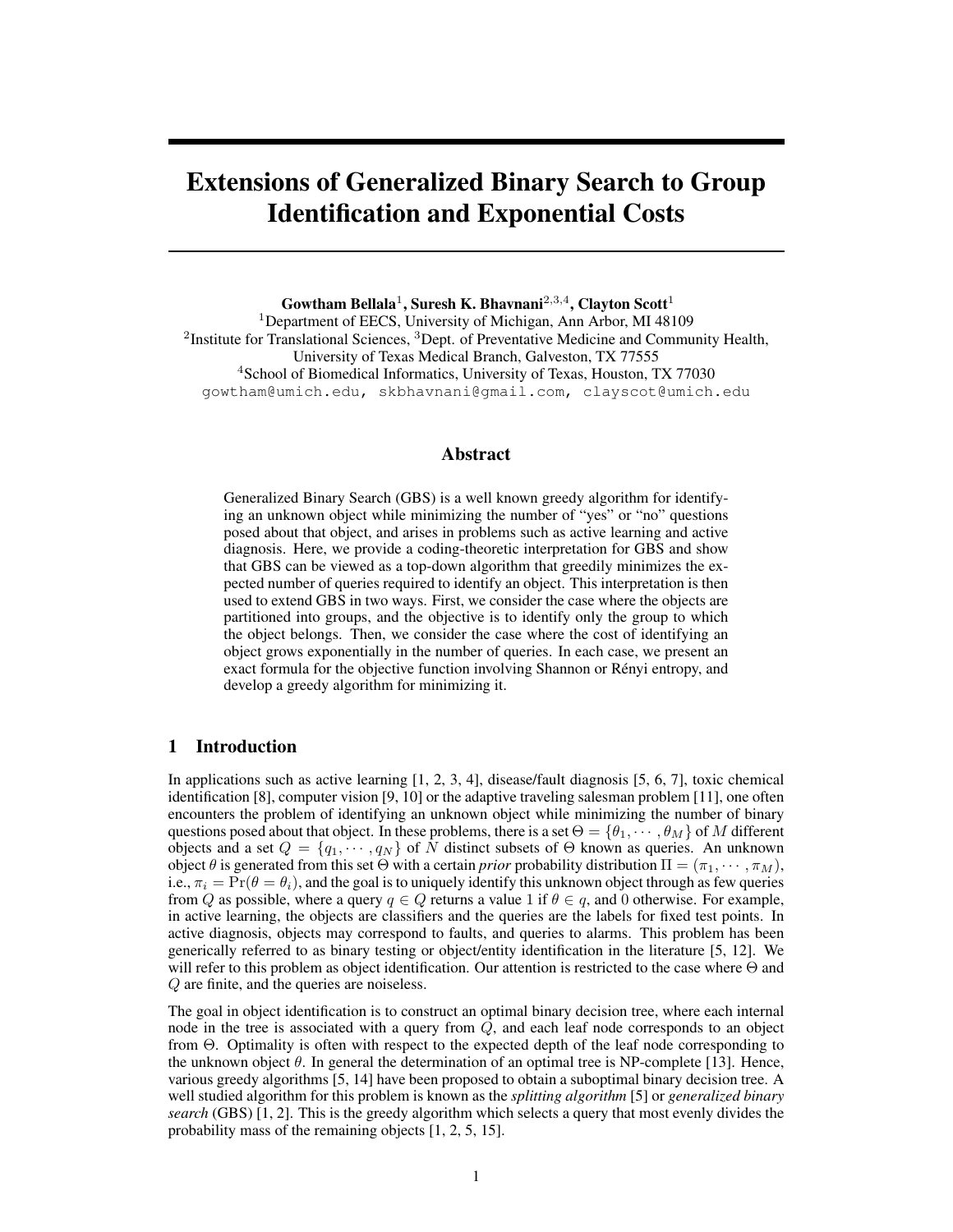# Extensions of Generalized Binary Search to Group Identification and Exponential Costs

**Gowtham Bellala**[1], **Suresh K. Bhavnani**[2,3,4], **Clayton Scott**[1]

[1]Department of EECS, University of Michigan, Ann Arbor, MI 48109
[2]Institute for Translational Sciences, [3]Dept. of Preventative Medicine and Community Health, University of Texas Medical Branch, Galveston, TX 77555
[4]School of Biomedical Informatics, University of Texas, Houston, TX 77030
gowtham@umich.edu, skbhavnani@gmail.com, clayscot@umich.edu

## Abstract

Generalized Binary Search (GBS) is a well known greedy algorithm for identifying an unknown object while minimizing the number of "yes" or "no" questions posed about that object, and arises in problems such as active learning and active diagnosis. Here, we provide a coding-theoretic interpretation for GBS and show that GBS can be viewed as a top-down algorithm that greedily minimizes the expected number of queries required to identify an object. This interpretation is then used to extend GBS in two ways. First, we consider the case where the objects are partitioned into groups, and the objective is to identify only the group to which the object belongs. Then, we consider the case where the cost of identifying an object grows exponentially in the number of queries. In each case, we present an exact formula for the objective function involving Shannon or Rényi entropy, and develop a greedy algorithm for minimizing it.

## 1 Introduction

In applications such as active learning [1, 2, 3, 4], disease/fault diagnosis [5, 6, 7], toxic chemical identification [8], computer vision [9, 10] or the adaptive traveling salesman problem [11], one often encounters the problem of identifying an unknown object while minimizing the number of binary questions posed about that object. In these problems, there is a set $\Theta = \{\theta_1, \cdots, \theta_M\}$ of $M$ different objects and a set $Q = \{q_1, \cdots, q_N\}$ of $N$ distinct subsets of $\Theta$ known as queries. An unknown object $\theta$ is generated from this set $\Theta$ with a certain *prior* probability distribution $\Pi = (\pi_1, \cdots, \pi_M)$, i.e., $\pi_i = \Pr(\theta = \theta_i)$, and the goal is to uniquely identify this unknown object through as few queries from $Q$ as possible, where a query $q \in Q$ returns a value 1 if $\theta \in q$, and 0 otherwise. For example, in active learning, the objects are classifiers and the queries are the labels for fixed test points. In active diagnosis, objects may correspond to faults, and queries to alarms. This problem has been generically referred to as binary testing or object/entity identification in the literature [5, 12]. We will refer to this problem as object identification. Our attention is restricted to the case where $\Theta$ and $Q$ are finite, and the queries are noiseless.

The goal in object identification is to construct an optimal binary decision tree, where each internal node in the tree is associated with a query from $Q$, and each leaf node corresponds to an object from $\Theta$. Optimality is often with respect to the expected depth of the leaf node corresponding to the unknown object $\theta$. In general the determination of an optimal tree is NP-complete [13]. Hence, various greedy algorithms [5, 14] have been proposed to obtain a suboptimal binary decision tree. A well studied algorithm for this problem is known as the *splitting algorithm* [5] or *generalized binary search* (GBS) [1, 2]. This is the greedy algorithm which selects a query that most evenly divides the probability mass of the remaining objects [1, 2, 5, 15].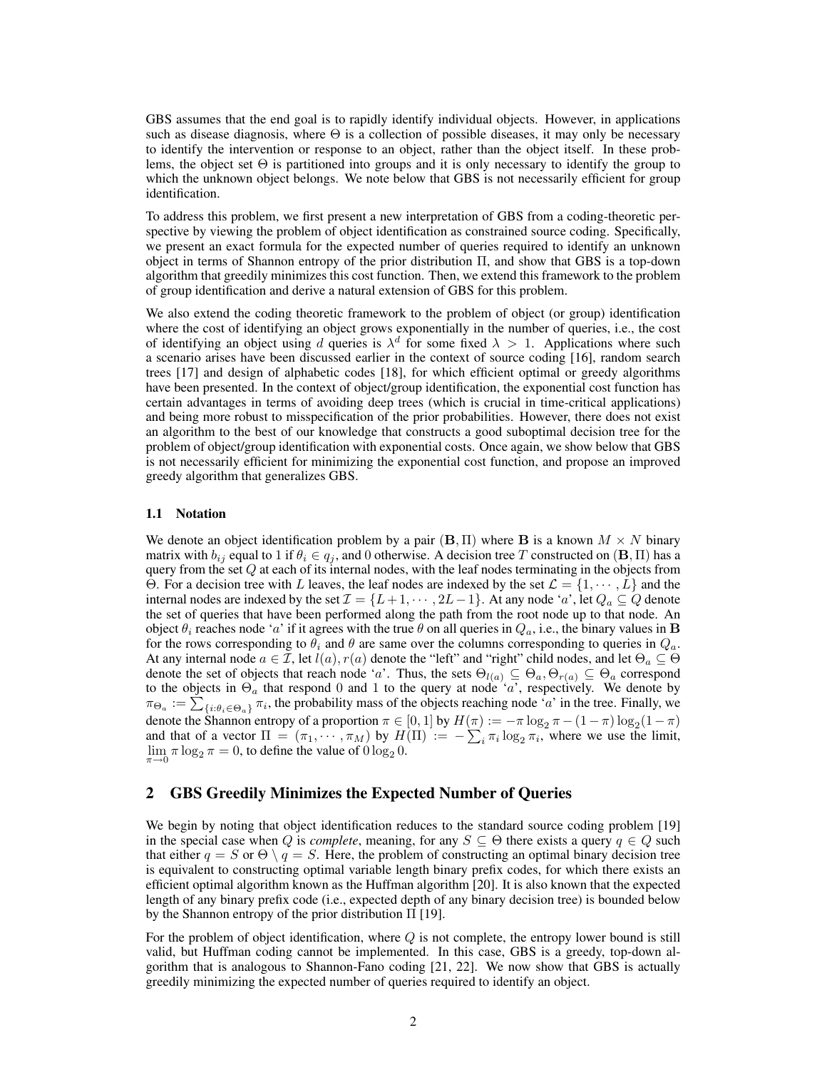GBS assumes that the end goal is to rapidly identify individual objects. However, in applications such as disease diagnosis, where $\Theta$ is a collection of possible diseases, it may only be necessary to identify the intervention or response to an object, rather than the object itself. In these problems, the object set $\Theta$ is partitioned into groups and it is only necessary to identify the group to which the unknown object belongs. We note below that GBS is not necessarily efficient for group identification.

To address this problem, we first present a new interpretation of GBS from a coding-theoretic perspective by viewing the problem of object identification as constrained source coding. Specifically, we present an exact formula for the expected number of queries required to identify an unknown object in terms of Shannon entropy of the prior distribution $\Pi$, and show that GBS is a top-down algorithm that greedily minimizes this cost function. Then, we extend this framework to the problem of group identification and derive a natural extension of GBS for this problem.

We also extend the coding theoretic framework to the problem of object (or group) identification where the cost of identifying an object grows exponentially in the number of queries, i.e., the cost of identifying an object using $d$ queries is $\lambda^d$ for some fixed $\lambda > 1$. Applications where such a scenario arises have been discussed earlier in the context of source coding [16], random search trees [17] and design of alphabetic codes [18], for which efficient optimal or greedy algorithms have been presented. In the context of object/group identification, the exponential cost function has certain advantages in terms of avoiding deep trees (which is crucial in time-critical applications) and being more robust to misspecification of the prior probabilities. However, there does not exist an algorithm to the best of our knowledge that constructs a good suboptimal decision tree for the problem of object/group identification with exponential costs. Once again, we show below that GBS is not necessarily efficient for minimizing the exponential cost function, and propose an improved greedy algorithm that generalizes GBS.

### 1.1 Notation

We denote an object identification problem by a pair $(\mathbf{B}, \Pi)$ where $\mathbf{B}$ is a known $M \times N$ binary matrix with $b_{ij}$ equal to 1 if $\theta_i \in q_j$, and 0 otherwise. A decision tree $T$ constructed on $(\mathbf{B}, \Pi)$ has a query from the set $Q$ at each of its internal nodes, with the leaf nodes terminating in the objects from $\Theta$. For a decision tree with $L$ leaves, the leaf nodes are indexed by the set $\mathcal{L} = \{1, \cdots, L\}$ and the internal nodes are indexed by the set $\mathcal{I} = \{L+1, \cdots, 2L-1\}$. At any node '$a$', let $Q_a \subseteq Q$ denote the set of queries that have been performed along the path from the root node up to that node. An object $\theta_i$ reaches node '$a$' if it agrees with the true $\theta$ on all queries in $Q_a$, i.e., the binary values in $\mathbf{B}$ for the rows corresponding to $\theta_i$ and $\theta$ are same over the columns corresponding to queries in $Q_a$. At any internal node $a \in \mathcal{I}$, let $l(a), r(a)$ denote the "left" and "right" child nodes, and let $\Theta_a \subseteq \Theta$ denote the set of objects that reach node '$a$'. Thus, the sets $\Theta_{l(a)} \subseteq \Theta_a, \Theta_{r(a)} \subseteq \Theta_a$ correspond to the objects in $\Theta_a$ that respond 0 and 1 to the query at node '$a$', respectively. We denote by $\pi_{\Theta_a} := \sum_{\{i:\theta_i \in \Theta_a\}} \pi_i$, the probability mass of the objects reaching node '$a$' in the tree. Finally, we denote the Shannon entropy of a proportion $\pi \in [0,1]$ by $H(\pi) := -\pi \log_2 \pi - (1-\pi)\log_2(1-\pi)$ and that of a vector $\Pi = (\pi_1, \cdots, \pi_M)$ by $H(\Pi) := -\sum_i \pi_i \log_2 \pi_i$, where we use the limit, $\lim_{\pi \to 0} \pi \log_2 \pi = 0$, to define the value of $0 \log_2 0$.

## 2 GBS Greedily Minimizes the Expected Number of Queries

We begin by noting that object identification reduces to the standard source coding problem [19] in the special case when $Q$ is *complete*, meaning, for any $S \subseteq \Theta$ there exists a query $q \in Q$ such that either $q = S$ or $\Theta \setminus q = S$. Here, the problem of constructing an optimal binary decision tree is equivalent to constructing optimal variable length binary prefix codes, for which there exists an efficient optimal algorithm known as the Huffman algorithm [20]. It is also known that the expected length of any binary prefix code (i.e., expected depth of any binary decision tree) is bounded below by the Shannon entropy of the prior distribution $\Pi$ [19].

For the problem of object identification, where $Q$ is not complete, the entropy lower bound is still valid, but Huffman coding cannot be implemented. In this case, GBS is a greedy, top-down algorithm that is analogous to Shannon-Fano coding [21, 22]. We now show that GBS is actually greedily minimizing the expected number of queries required to identify an object.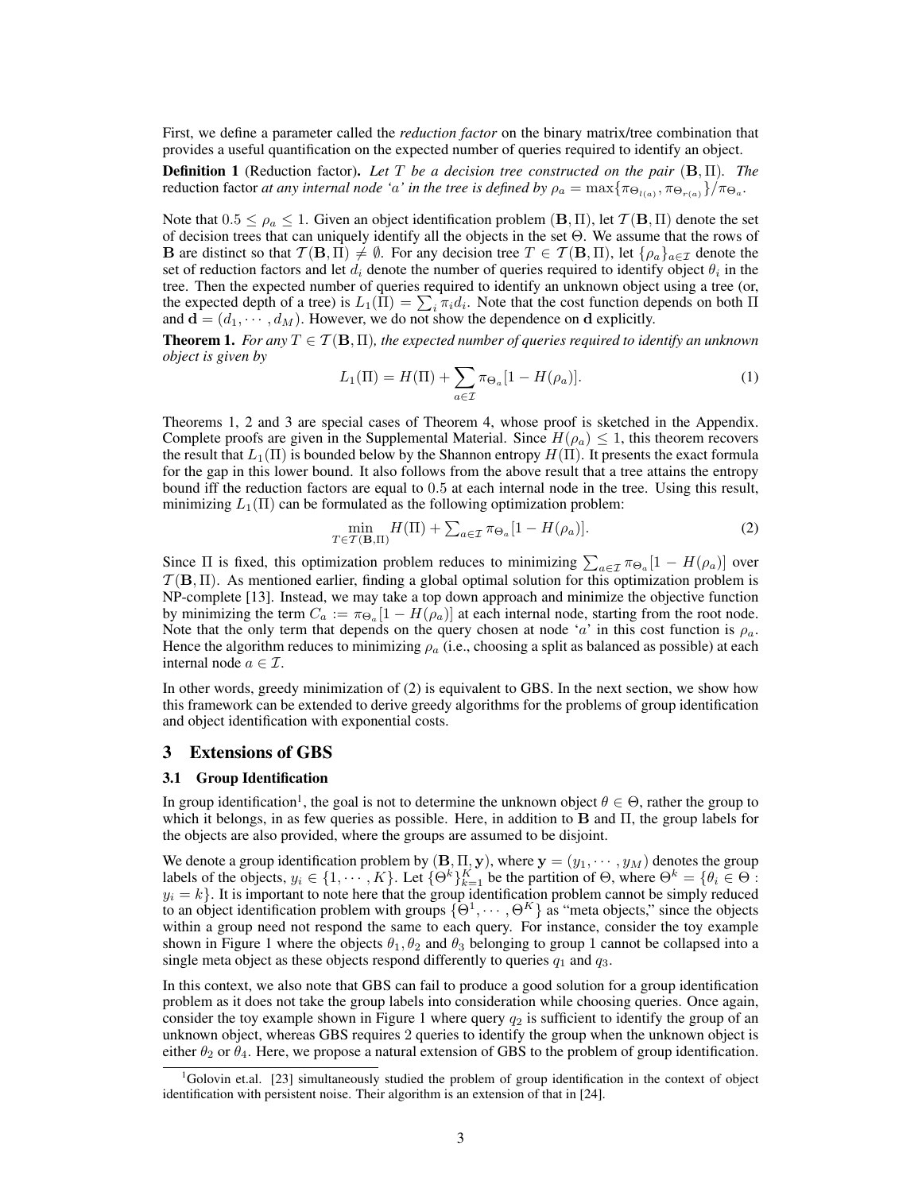First, we define a parameter called the *reduction factor* on the binary matrix/tree combination that provides a useful quantification on the expected number of queries required to identify an object.

**Definition 1** (Reduction factor)**.** *Let $T$ be a decision tree constructed on the pair $(\mathbf{B}, \Pi)$. The* reduction factor *at any internal node '$a$' in the tree is defined by $\rho_a = \max\{\pi_{\Theta_{l(a)}}, \pi_{\Theta_{r(a)}}\}/\pi_{\Theta_a}$.*

Note that $0.5 \leq \rho_a \leq 1$. Given an object identification problem $(\mathbf{B}, \Pi)$, let $\mathcal{T}(\mathbf{B}, \Pi)$ denote the set of decision trees that can uniquely identify all the objects in the set $\Theta$. We assume that the rows of $\mathbf{B}$ are distinct so that $\mathcal{T}(\mathbf{B}, \Pi) \neq \emptyset$. For any decision tree $T \in \mathcal{T}(\mathbf{B}, \Pi)$, let $\{\rho_a\}_{a \in \mathcal{I}}$ denote the set of reduction factors and let $d_i$ denote the number of queries required to identify object $\theta_i$ in the tree. Then the expected number of queries required to identify an unknown object using a tree (or, the expected depth of a tree) is $L_1(\Pi) = \sum_i \pi_i d_i$. Note that the cost function depends on both $\Pi$ and $\mathbf{d} = (d_1, \cdots, d_M)$. However, we do not show the dependence on $\mathbf{d}$ explicitly.

**Theorem 1.** *For any $T \in \mathcal{T}(\mathbf{B}, \Pi)$, the expected number of queries required to identify an unknown object is given by*

$$L_1(\Pi) = H(\Pi) + \sum_{a \in \mathcal{I}} \pi_{\Theta_a}[1 - H(\rho_a)]. \tag{1}$$

Theorems 1, 2 and 3 are special cases of Theorem 4, whose proof is sketched in the Appendix. Complete proofs are given in the Supplemental Material. Since $H(\rho_a) \leq 1$, this theorem recovers the result that $L_1(\Pi)$ is bounded below by the Shannon entropy $H(\Pi)$. It presents the exact formula for the gap in this lower bound. It also follows from the above result that a tree attains the entropy bound iff the reduction factors are equal to $0.5$ at each internal node in the tree. Using this result, minimizing $L_1(\Pi)$ can be formulated as the following optimization problem:

$$\min_{T \in \mathcal{T}(\mathbf{B}, \Pi)} H(\Pi) + \textstyle\sum_{a \in \mathcal{I}} \pi_{\Theta_a}[1 - H(\rho_a)]. \tag{2}$$

Since $\Pi$ is fixed, this optimization problem reduces to minimizing $\sum_{a \in \mathcal{I}} \pi_{\Theta_a}[1 - H(\rho_a)]$ over $\mathcal{T}(\mathbf{B}, \Pi)$. As mentioned earlier, finding a global optimal solution for this optimization problem is NP-complete [13]. Instead, we may take a top down approach and minimize the objective function by minimizing the term $C_a := \pi_{\Theta_a}[1 - H(\rho_a)]$ at each internal node, starting from the root node. Note that the only term that depends on the query chosen at node '$a$' in this cost function is $\rho_a$. Hence the algorithm reduces to minimizing $\rho_a$ (i.e., choosing a split as balanced as possible) at each internal node $a \in \mathcal{I}$.

In other words, greedy minimization of (2) is equivalent to GBS. In the next section, we show how this framework can be extended to derive greedy algorithms for the problems of group identification and object identification with exponential costs.

## 3 Extensions of GBS

### 3.1 Group Identification

In group identification[1], the goal is not to determine the unknown object $\theta \in \Theta$, rather the group to which it belongs, in as few queries as possible. Here, in addition to $\mathbf{B}$ and $\Pi$, the group labels for the objects are also provided, where the groups are assumed to be disjoint.

We denote a group identification problem by $(\mathbf{B}, \Pi, \mathbf{y})$, where $\mathbf{y} = (y_1, \cdots, y_M)$ denotes the group labels of the objects, $y_i \in \{1, \cdots, K\}$. Let $\{\Theta^k\}_{k=1}^K$ be the partition of $\Theta$, where $\Theta^k = \{\theta_i \in \Theta : y_i = k\}$. It is important to note here that the group identification problem cannot be simply reduced to an object identification problem with groups $\{\Theta^1, \cdots, \Theta^K\}$ as "meta objects," since the objects within a group need not respond the same to each query. For instance, consider the toy example shown in Figure 1 where the objects $\theta_1, \theta_2$ and $\theta_3$ belonging to group 1 cannot be collapsed into a single meta object as these objects respond differently to queries $q_1$ and $q_3$.

In this context, we also note that GBS can fail to produce a good solution for a group identification problem as it does not take the group labels into consideration while choosing queries. Once again, consider the toy example shown in Figure 1 where query $q_2$ is sufficient to identify the group of an unknown object, whereas GBS requires 2 queries to identify the group when the unknown object is either $\theta_2$ or $\theta_4$. Here, we propose a natural extension of GBS to the problem of group identification.

[1] Golovin et.al. [23] simultaneously studied the problem of group identification in the context of object identification with persistent noise. Their algorithm is an extension of that in [24].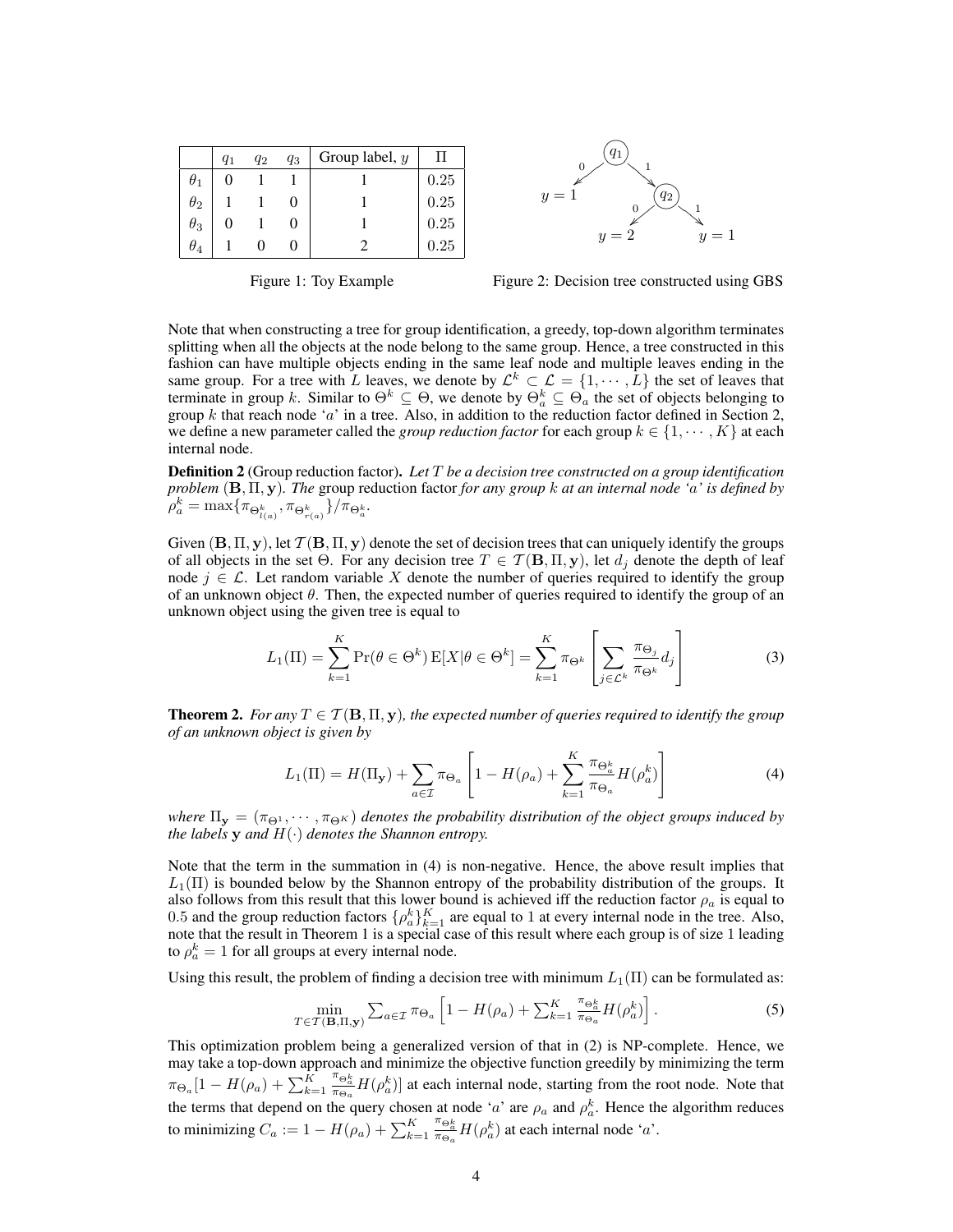|  | $q_1$ | $q_2$ | $q_3$ | Group label, $y$ | $\Pi$ |
|---|---|---|---|---|---|
| $\theta_1$ | 0 | 1 | 1 | 1 | 0.25 |
| $\theta_2$ | 1 | 1 | 0 | 1 | 0.25 |
| $\theta_3$ | 0 | 1 | 0 | 1 | 0.25 |
| $\theta_4$ | 1 | 0 | 0 | 2 | 0.25 |

Figure 1: Toy Example

Figure 2: Decision tree constructed using GBS

Note that when constructing a tree for group identification, a greedy, top-down algorithm terminates splitting when all the objects at the node belong to the same group. Hence, a tree constructed in this fashion can have multiple objects ending in the same leaf node and multiple leaves ending in the same group. For a tree with $L$ leaves, we denote by $\mathcal{L}^k \subset \mathcal{L} = \{1, \cdots, L\}$ the set of leaves that terminate in group $k$. Similar to $\Theta^k \subseteq \Theta$, we denote by $\Theta_a^k \subseteq \Theta_a$ the set of objects belonging to group $k$ that reach node '$a$' in a tree. Also, in addition to the reduction factor defined in Section 2, we define a new parameter called the *group reduction factor* for each group $k \in \{1, \cdots, K\}$ at each internal node.

**Definition 2** (Group reduction factor). *Let $T$ be a decision tree constructed on a group identification problem $(\mathbf{B}, \Pi, \mathbf{y})$. The* group reduction factor *for any group $k$ at an internal node '$a$' is defined by $\rho_a^k = \max\{\pi_{\Theta_{l(a)}^k}, \pi_{\Theta_{r(a)}^k}\}/\pi_{\Theta_a^k}$.*

Given $(\mathbf{B}, \Pi, \mathbf{y})$, let $\mathcal{T}(\mathbf{B}, \Pi, \mathbf{y})$ denote the set of decision trees that can uniquely identify the groups of all objects in the set $\Theta$. For any decision tree $T \in \mathcal{T}(\mathbf{B}, \Pi, \mathbf{y})$, let $d_j$ denote the depth of leaf node $j \in \mathcal{L}$. Let random variable $X$ denote the number of queries required to identify the group of an unknown object $\theta$. Then, the expected number of queries required to identify the group of an unknown object using the given tree is equal to

$$L_1(\Pi) = \sum_{k=1}^{K} \Pr(\theta \in \Theta^k) \, \mathrm{E}[X | \theta \in \Theta^k] = \sum_{k=1}^{K} \pi_{\Theta^k} \left[ \sum_{j \in \mathcal{L}^k} \frac{\pi_{\Theta_j}}{\pi_{\Theta^k}} d_j \right] \tag{3}$$

**Theorem 2.** *For any $T \in \mathcal{T}(\mathbf{B}, \Pi, \mathbf{y})$, the expected number of queries required to identify the group of an unknown object is given by*

$$L_1(\Pi) = H(\Pi_{\mathbf{y}}) + \sum_{a \in \mathcal{I}} \pi_{\Theta_a} \left[ 1 - H(\rho_a) + \sum_{k=1}^{K} \frac{\pi_{\Theta_a^k}}{\pi_{\Theta_a}} H(\rho_a^k) \right] \tag{4}$$

*where $\Pi_{\mathbf{y}} = (\pi_{\Theta^1}, \cdots, \pi_{\Theta^K})$ denotes the probability distribution of the object groups induced by the labels $\mathbf{y}$ and $H(\cdot)$ denotes the Shannon entropy.*

Note that the term in the summation in (4) is non-negative. Hence, the above result implies that $L_1(\Pi)$ is bounded below by the Shannon entropy of the probability distribution of the groups. It also follows from this result that this lower bound is achieved iff the reduction factor $\rho_a$ is equal to 0.5 and the group reduction factors $\{\rho_a^k\}_{k=1}^K$ are equal to 1 at every internal node in the tree. Also, note that the result in Theorem 1 is a special case of this result where each group is of size 1 leading to $\rho_a^k = 1$ for all groups at every internal node.

Using this result, the problem of finding a decision tree with minimum $L_1(\Pi)$ can be formulated as:

$$\min_{T \in \mathcal{T}(\mathbf{B}, \Pi, \mathbf{y})} \sum_{a \in \mathcal{I}} \pi_{\Theta_a} \left[ 1 - H(\rho_a) + \sum_{k=1}^{K} \frac{\pi_{\Theta_a^k}}{\pi_{\Theta_a}} H(\rho_a^k) \right]. \tag{5}$$

This optimization problem being a generalized version of that in (2) is NP-complete. Hence, we may take a top-down approach and minimize the objective function greedily by minimizing the term $\pi_{\Theta_a}[1 - H(\rho_a) + \sum_{k=1}^{K} \frac{\pi_{\Theta_a^k}}{\pi_{\Theta_a}} H(\rho_a^k)]$ at each internal node, starting from the root node. Note that the terms that depend on the query chosen at node '$a$' are $\rho_a$ and $\rho_a^k$. Hence the algorithm reduces to minimizing $C_a := 1 - H(\rho_a) + \sum_{k=1}^{K} \frac{\pi_{\Theta_a^k}}{\pi_{\Theta_a}} H(\rho_a^k)$ at each internal node '$a$'.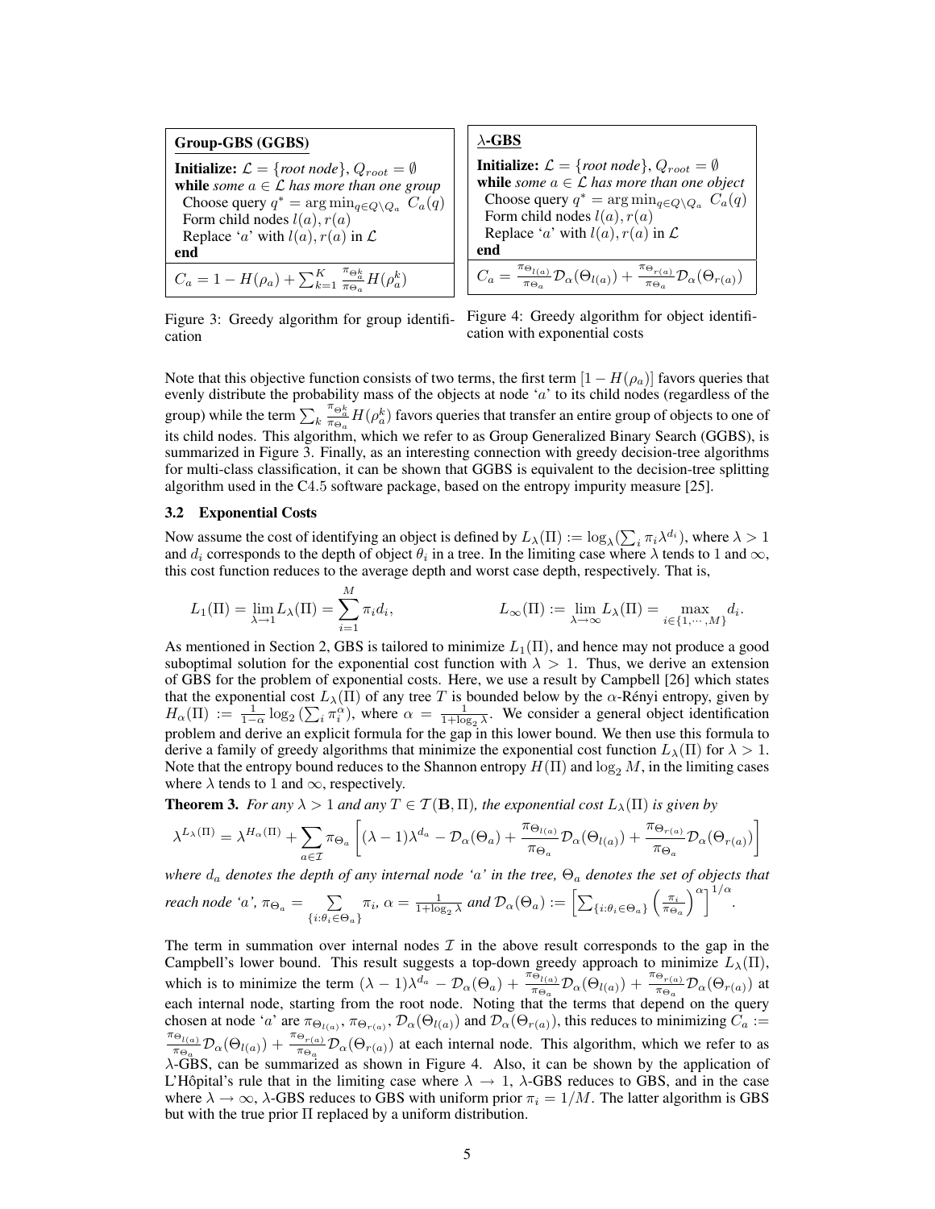**Group-GBS (GGBS)**

**Initialize:** $\mathcal{L} = \{$*root node*$\}$, $Q_{root} = \emptyset$
**while** *some* $a \in \mathcal{L}$ *has more than one group*
  Choose query $q^* = \arg\min_{q \in Q \setminus Q_a} C_a(q)$
  Form child nodes $l(a), r(a)$
  Replace '$a$' with $l(a), r(a)$ in $\mathcal{L}$
**end**

$C_a = 1 - H(\rho_a) + \sum_{k=1}^{K} \frac{\pi_{\Theta_a^k}}{\pi_{\Theta_a}} H(\rho_a^k)$

Figure 3: Greedy algorithm for group identification

**$\lambda$-GBS**

**Initialize:** $\mathcal{L} = \{$*root node*$\}$, $Q_{root} = \emptyset$
**while** *some* $a \in \mathcal{L}$ *has more than one object*
  Choose query $q^* = \arg\min_{q \in Q \setminus Q_a} C_a(q)$
  Form child nodes $l(a), r(a)$
  Replace '$a$' with $l(a), r(a)$ in $\mathcal{L}$
**end**

$C_a = \frac{\pi_{\Theta_{l(a)}}}{\pi_{\Theta_a}} \mathcal{D}_\alpha(\Theta_{l(a)}) + \frac{\pi_{\Theta_{r(a)}}}{\pi_{\Theta_a}} \mathcal{D}_\alpha(\Theta_{r(a)})$

Figure 4: Greedy algorithm for object identification with exponential costs

Note that this objective function consists of two terms, the first term $[1 - H(\rho_a)]$ favors queries that evenly distribute the probability mass of the objects at node '$a$' to its child nodes (regardless of the group) while the term $\sum_k \frac{\pi_{\Theta_a^k}}{\pi_{\Theta_a}} H(\rho_a^k)$ favors queries that transfer an entire group of objects to one of its child nodes. This algorithm, which we refer to as Group Generalized Binary Search (GGBS), is summarized in Figure 3. Finally, as an interesting connection with greedy decision-tree algorithms for multi-class classification, it can be shown that GGBS is equivalent to the decision-tree splitting algorithm used in the C4.5 software package, based on the entropy impurity measure [25].

### 3.2 Exponential Costs

Now assume the cost of identifying an object is defined by $L_\lambda(\Pi) := \log_\lambda(\sum_i \pi_i \lambda^{d_i})$, where $\lambda > 1$ and $d_i$ corresponds to the depth of object $\theta_i$ in a tree. In the limiting case where $\lambda$ tends to 1 and $\infty$, this cost function reduces to the average depth and worst case depth, respectively. That is,

$$L_1(\Pi) = \lim_{\lambda \to 1} L_\lambda(\Pi) = \sum_{i=1}^{M} \pi_i d_i, \qquad\qquad L_\infty(\Pi) := \lim_{\lambda \to \infty} L_\lambda(\Pi) = \max_{i \in \{1, \cdots, M\}} d_i.$$

As mentioned in Section 2, GBS is tailored to minimize $L_1(\Pi)$, and hence may not produce a good suboptimal solution for the exponential cost function with $\lambda > 1$. Thus, we derive an extension of GBS for the problem of exponential costs. Here, we use a result by Campbell [26] which states that the exponential cost $L_\lambda(\Pi)$ of any tree $T$ is bounded below by the $\alpha$-Rényi entropy, given by $H_\alpha(\Pi) := \frac{1}{1-\alpha} \log_2(\sum_i \pi_i^\alpha)$, where $\alpha = \frac{1}{1+\log_2 \lambda}$. We consider a general object identification problem and derive an explicit formula for the gap in this lower bound. We then use this formula to derive a family of greedy algorithms that minimize the exponential cost function $L_\lambda(\Pi)$ for $\lambda > 1$. Note that the entropy bound reduces to the Shannon entropy $H(\Pi)$ and $\log_2 M$, in the limiting cases where $\lambda$ tends to 1 and $\infty$, respectively.

**Theorem 3.** *For any $\lambda > 1$ and any $T \in \mathcal{T}(\mathbf{B}, \Pi)$, the exponential cost $L_\lambda(\Pi)$ is given by*

$$\lambda^{L_\lambda(\Pi)} = \lambda^{H_\alpha(\Pi)} + \sum_{a \in \mathcal{I}} \pi_{\Theta_a} \left[ (\lambda - 1)\lambda^{d_a} - \mathcal{D}_\alpha(\Theta_a) + \frac{\pi_{\Theta_{l(a)}}}{\pi_{\Theta_a}} \mathcal{D}_\alpha(\Theta_{l(a)}) + \frac{\pi_{\Theta_{r(a)}}}{\pi_{\Theta_a}} \mathcal{D}_\alpha(\Theta_{r(a)}) \right]$$

*where $d_a$ denotes the depth of any internal node '$a$' in the tree, $\Theta_a$ denotes the set of objects that reach node '$a$', $\pi_{\Theta_a} = \sum_{\{i:\theta_i \in \Theta_a\}} \pi_i$, $\alpha = \frac{1}{1+\log_2 \lambda}$ and $\mathcal{D}_\alpha(\Theta_a) := \left[ \sum_{\{i:\theta_i \in \Theta_a\}} \left( \frac{\pi_i}{\pi_{\Theta_a}} \right)^\alpha \right]^{1/\alpha}$.*

The term in summation over internal nodes $\mathcal{I}$ in the above result corresponds to the gap in the Campbell's lower bound. This result suggests a top-down greedy approach to minimize $L_\lambda(\Pi)$, which is to minimize the term $(\lambda - 1)\lambda^{d_a} - \mathcal{D}_\alpha(\Theta_a) + \frac{\pi_{\Theta_{l(a)}}}{\pi_{\Theta_a}} \mathcal{D}_\alpha(\Theta_{l(a)}) + \frac{\pi_{\Theta_{r(a)}}}{\pi_{\Theta_a}} \mathcal{D}_\alpha(\Theta_{r(a)})$ at each internal node, starting from the root node. Noting that the terms that depend on the query chosen at node '$a$' are $\pi_{\Theta_{l(a)}}, \pi_{\Theta_{r(a)}}, \mathcal{D}_\alpha(\Theta_{l(a)})$ and $\mathcal{D}_\alpha(\Theta_{r(a)})$, this reduces to minimizing $C_a := \frac{\pi_{\Theta_{l(a)}}}{\pi_{\Theta_a}} \mathcal{D}_\alpha(\Theta_{l(a)}) + \frac{\pi_{\Theta_{r(a)}}}{\pi_{\Theta_a}} \mathcal{D}_\alpha(\Theta_{r(a)})$ at each internal node. This algorithm, which we refer to as $\lambda$-GBS, can be summarized as shown in Figure 4. Also, it can be shown by the application of L'Hôpital's rule that in the limiting case where $\lambda \to 1$, $\lambda$-GBS reduces to GBS, and in the case where $\lambda \to \infty$, $\lambda$-GBS reduces to GBS with uniform prior $\pi_i = 1/M$. The latter algorithm is GBS but with the true prior $\Pi$ replaced by a uniform distribution.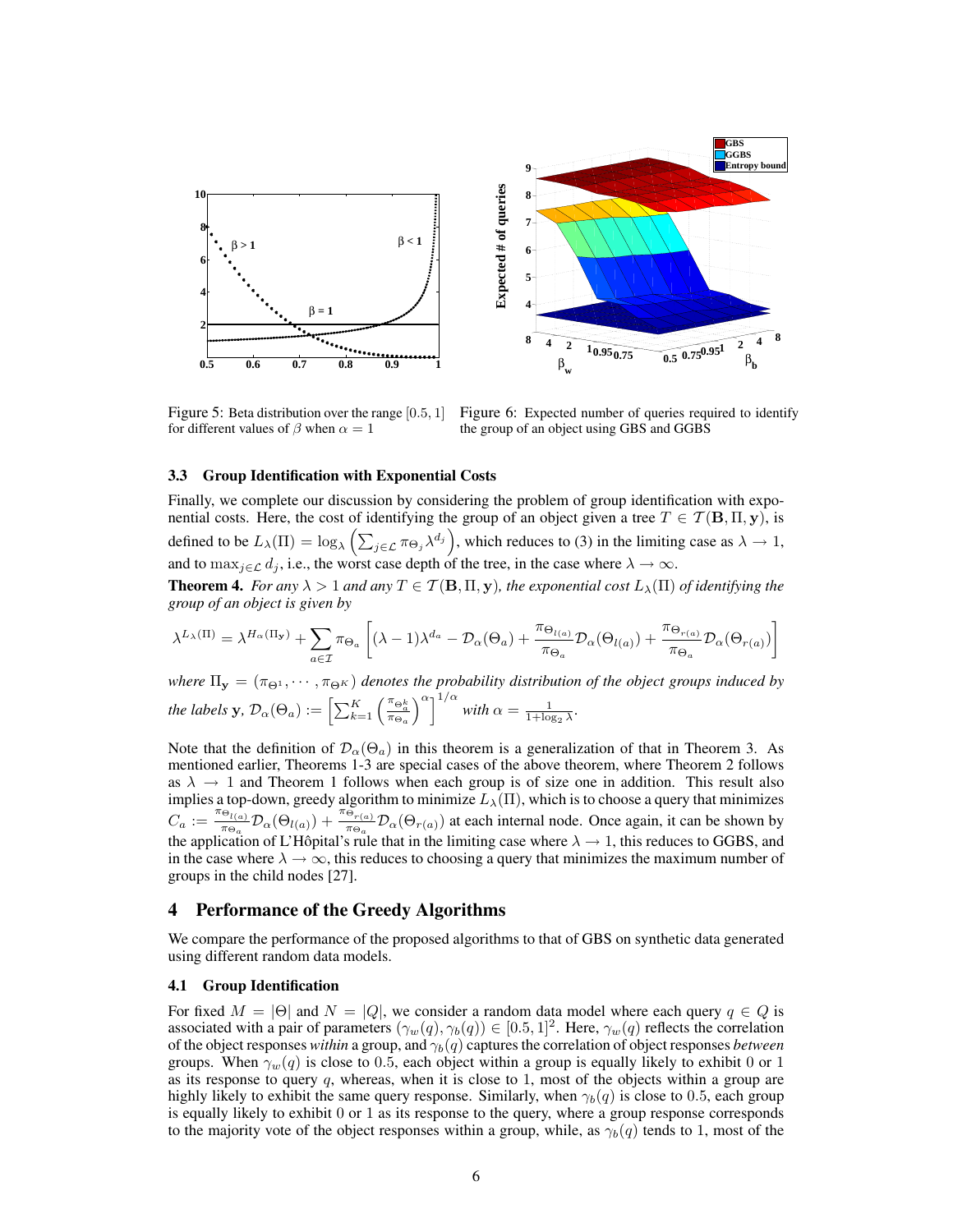Figure 5: Beta distribution over the range $[0.5, 1]$ for different values of $\beta$ when $\alpha = 1$

Figure 6: Expected number of queries required to identify the group of an object using GBS and GGBS

### 3.3 Group Identification with Exponential Costs

Finally, we complete our discussion by considering the problem of group identification with exponential costs. Here, the cost of identifying the group of an object given a tree $T \in \mathcal{T}(\mathbf{B}, \Pi, \mathbf{y})$, is defined to be $L_\lambda(\Pi) = \log_\lambda \left( \sum_{j \in \mathcal{L}} \pi_{\Theta_j} \lambda^{d_j} \right)$, which reduces to (3) in the limiting case as $\lambda \to 1$, and to $\max_{j \in \mathcal{L}} d_j$, i.e., the worst case depth of the tree, in the case where $\lambda \to \infty$.

**Theorem 4.** *For any $\lambda > 1$ and any $T \in \mathcal{T}(\mathbf{B}, \Pi, \mathbf{y})$, the exponential cost $L_\lambda(\Pi)$ of identifying the group of an object is given by*

$$\lambda^{L_\lambda(\Pi)} = \lambda^{H_\alpha(\Pi_\mathbf{y})} + \sum_{a \in \mathcal{I}} \pi_{\Theta_a} \left[ (\lambda - 1)\lambda^{d_a} - \mathcal{D}_\alpha(\Theta_a) + \frac{\pi_{\Theta_{l(a)}}}{\pi_{\Theta_a}} \mathcal{D}_\alpha(\Theta_{l(a)}) + \frac{\pi_{\Theta_{r(a)}}}{\pi_{\Theta_a}} \mathcal{D}_\alpha(\Theta_{r(a)}) \right]$$

*where $\Pi_\mathbf{y} = (\pi_{\Theta^1}, \cdots, \pi_{\Theta^K})$ denotes the probability distribution of the object groups induced by the labels $\mathbf{y}$, $\mathcal{D}_\alpha(\Theta_a) := \left[ \sum_{k=1}^{K} \left( \frac{\pi_{\Theta_a^k}}{\pi_{\Theta_a}} \right)^\alpha \right]^{1/\alpha}$ with $\alpha = \frac{1}{1 + \log_2 \lambda}$.*

Note that the definition of $\mathcal{D}_\alpha(\Theta_a)$ in this theorem is a generalization of that in Theorem 3. As mentioned earlier, Theorems 1-3 are special cases of the above theorem, where Theorem 2 follows as $\lambda \to 1$ and Theorem 1 follows when each group is of size one in addition. This result also implies a top-down, greedy algorithm to minimize $L_\lambda(\Pi)$, which is to choose a query that minimizes $C_a := \frac{\pi_{\Theta_{l(a)}}}{\pi_{\Theta_a}} \mathcal{D}_\alpha(\Theta_{l(a)}) + \frac{\pi_{\Theta_{r(a)}}}{\pi_{\Theta_a}} \mathcal{D}_\alpha(\Theta_{r(a)})$ at each internal node. Once again, it can be shown by the application of L'Hôpital's rule that in the limiting case where $\lambda \to 1$, this reduces to GGBS, and in the case where $\lambda \to \infty$, this reduces to choosing a query that minimizes the maximum number of groups in the child nodes [27].

## 4 Performance of the Greedy Algorithms

We compare the performance of the proposed algorithms to that of GBS on synthetic data generated using different random data models.

### 4.1 Group Identification

For fixed $M = |\Theta|$ and $N = |Q|$, we consider a random data model where each query $q \in Q$ is associated with a pair of parameters $(\gamma_w(q), \gamma_b(q)) \in [0.5, 1]^2$. Here, $\gamma_w(q)$ reflects the correlation of the object responses *within* a group, and $\gamma_b(q)$ captures the correlation of object responses *between* groups. When $\gamma_w(q)$ is close to $0.5$, each object within a group is equally likely to exhibit 0 or 1 as its response to query $q$, whereas, when it is close to 1, most of the objects within a group are highly likely to exhibit the same query response. Similarly, when $\gamma_b(q)$ is close to $0.5$, each group is equally likely to exhibit 0 or 1 as its response to the query, where a group response corresponds to the majority vote of the object responses within a group, while, as $\gamma_b(q)$ tends to 1, most of the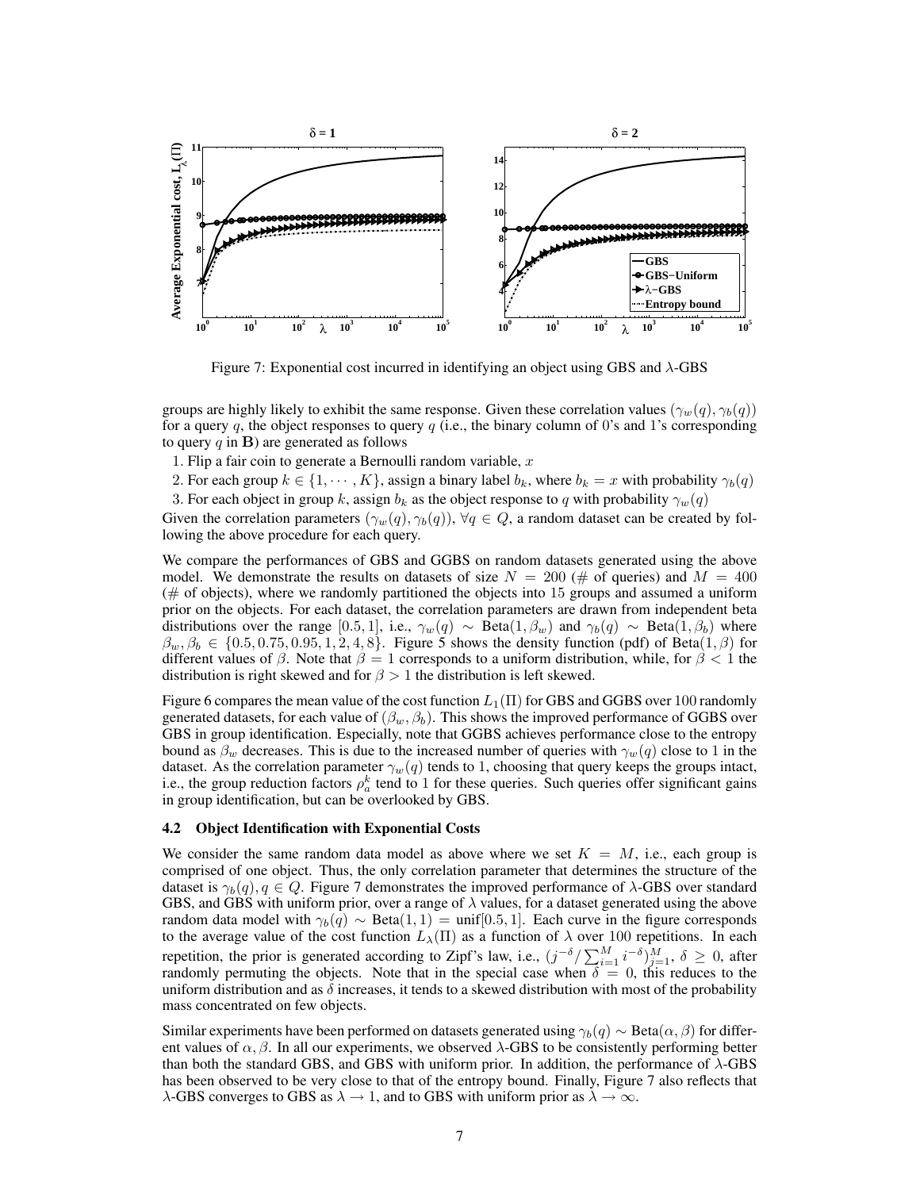Figure 7: Exponential cost incurred in identifying an object using GBS and $\lambda$-GBS

groups are highly likely to exhibit the same response. Given these correlation values $(\gamma_w(q), \gamma_b(q))$ for a query $q$, the object responses to query $q$ (i.e., the binary column of 0's and 1's corresponding to query $q$ in $\mathbf{B}$) are generated as follows

1. Flip a fair coin to generate a Bernoulli random variable, $x$
2. For each group $k \in \{1, \cdots, K\}$, assign a binary label $b_k$, where $b_k = x$ with probability $\gamma_b(q)$
3. For each object in group $k$, assign $b_k$ as the object response to $q$ with probability $\gamma_w(q)$

Given the correlation parameters $(\gamma_w(q), \gamma_b(q))$, $\forall q \in Q$, a random dataset can be created by following the above procedure for each query.

We compare the performances of GBS and GGBS on random datasets generated using the above model. We demonstrate the results on datasets of size $N = 200$ (# of queries) and $M = 400$ (# of objects), where we randomly partitioned the objects into 15 groups and assumed a uniform prior on the objects. For each dataset, the correlation parameters are drawn from independent beta distributions over the range $[0.5, 1]$, i.e., $\gamma_w(q) \sim \text{Beta}(1, \beta_w)$ and $\gamma_b(q) \sim \text{Beta}(1, \beta_b)$ where $\beta_w, \beta_b \in \{0.5, 0.75, 0.95, 1, 2, 4, 8\}$. Figure 5 shows the density function (pdf) of Beta$(1, \beta)$ for different values of $\beta$. Note that $\beta = 1$ corresponds to a uniform distribution, while, for $\beta < 1$ the distribution is right skewed and for $\beta > 1$ the distribution is left skewed.

Figure 6 compares the mean value of the cost function $L_1(\Pi)$ for GBS and GGBS over 100 randomly generated datasets, for each value of $(\beta_w, \beta_b)$. This shows the improved performance of GGBS over GBS in group identification. Especially, note that GGBS achieves performance close to the entropy bound as $\beta_w$ decreases. This is due to the increased number of queries with $\gamma_w(q)$ close to 1 in the dataset. As the correlation parameter $\gamma_w(q)$ tends to 1, choosing that query keeps the groups intact, i.e., the group reduction factors $\rho_a^k$ tend to 1 for these queries. Such queries offer significant gains in group identification, but can be overlooked by GBS.

### 4.2 Object Identification with Exponential Costs

We consider the same random data model as above where we set $K = M$, i.e., each group is comprised of one object. Thus, the only correlation parameter that determines the structure of the dataset is $\gamma_b(q), q \in Q$. Figure 7 demonstrates the improved performance of $\lambda$-GBS over standard GBS, and GBS with uniform prior, over a range of $\lambda$ values, for a dataset generated using the above random data model with $\gamma_b(q) \sim \text{Beta}(1, 1) = \text{unif}[0.5, 1]$. Each curve in the figure corresponds to the average value of the cost function $L_\lambda(\Pi)$ as a function of $\lambda$ over 100 repetitions. In each repetition, the prior is generated according to Zipf's law, i.e., $(j^{-\delta} / \sum_{i=1}^{M} i^{-\delta})_{j=1}^{M}$, $\delta \geq 0$, after randomly permuting the objects. Note that in the special case when $\delta = 0$, this reduces to the uniform distribution and as $\delta$ increases, it tends to a skewed distribution with most of the probability mass concentrated on few objects.

Similar experiments have been performed on datasets generated using $\gamma_b(q) \sim \text{Beta}(\alpha, \beta)$ for different values of $\alpha, \beta$. In all our experiments, we observed $\lambda$-GBS to be consistently performing better than both the standard GBS, and GBS with uniform prior. In addition, the performance of $\lambda$-GBS has been observed to be very close to that of the entropy bound. Finally, Figure 7 also reflects that $\lambda$-GBS converges to GBS as $\lambda \to 1$, and to GBS with uniform prior as $\lambda \to \infty$.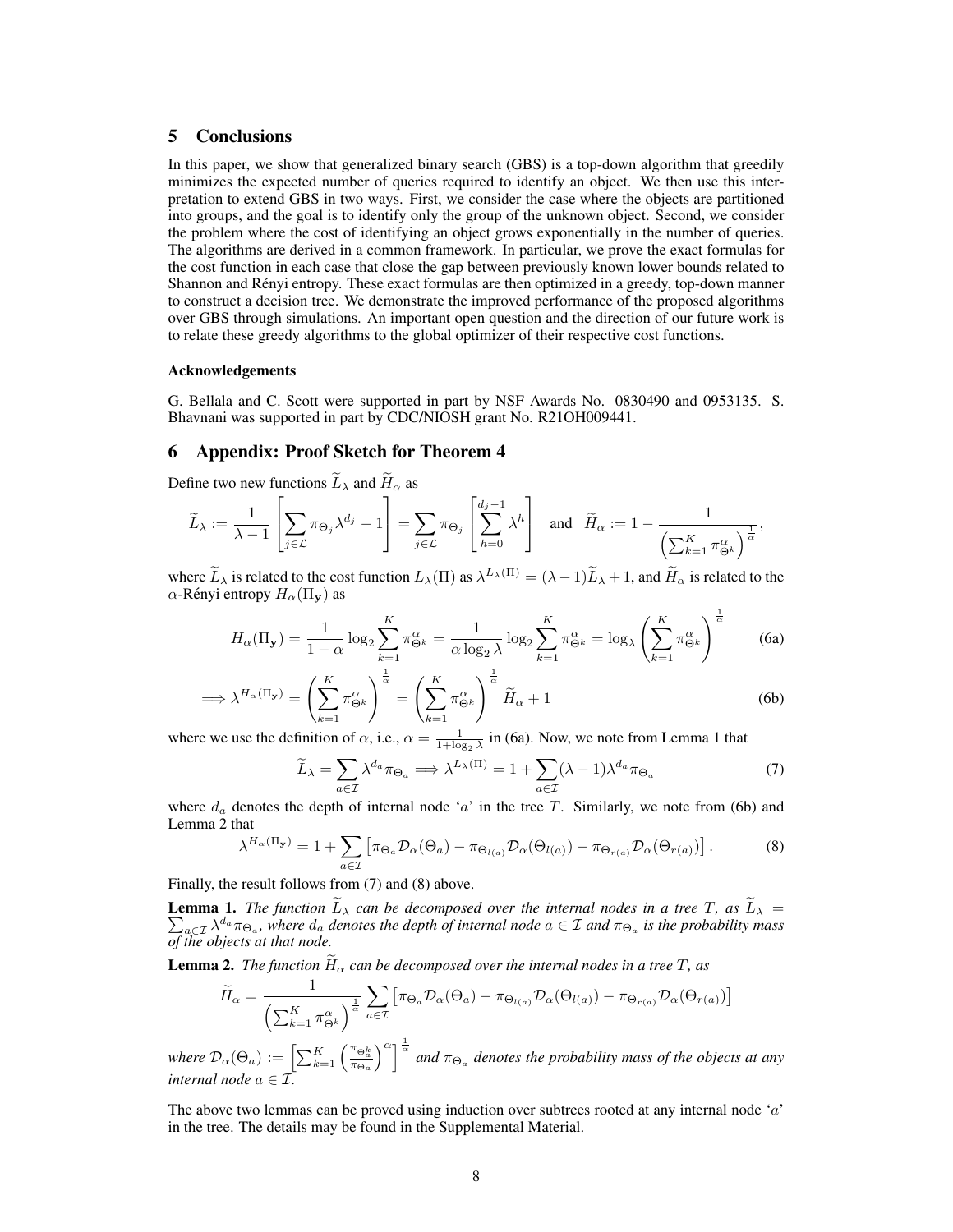## 5 Conclusions

In this paper, we show that generalized binary search (GBS) is a top-down algorithm that greedily minimizes the expected number of queries required to identify an object. We then use this interpretation to extend GBS in two ways. First, we consider the case where the objects are partitioned into groups, and the goal is to identify only the group of the unknown object. Second, we consider the problem where the cost of identifying an object grows exponentially in the number of queries. The algorithms are derived in a common framework. In particular, we prove the exact formulas for the cost function in each case that close the gap between previously known lower bounds related to Shannon and Rényi entropy. These exact formulas are then optimized in a greedy, top-down manner to construct a decision tree. We demonstrate the improved performance of the proposed algorithms over GBS through simulations. An important open question and the direction of our future work is to relate these greedy algorithms to the global optimizer of their respective cost functions.

### Acknowledgements

G. Bellala and C. Scott were supported in part by NSF Awards No. 0830490 and 0953135. S. Bhavnani was supported in part by CDC/NIOSH grant No. R21OH009441.

## 6 Appendix: Proof Sketch for Theorem 4

Define two new functions $\widetilde{L}_\lambda$ and $\widetilde{H}_\alpha$ as

$$\widetilde{L}_\lambda := \frac{1}{\lambda - 1}\left[\sum_{j \in \mathcal{L}} \pi_{\Theta_j} \lambda^{d_j} - 1\right] = \sum_{j \in \mathcal{L}} \pi_{\Theta_j}\left[\sum_{h=0}^{d_j - 1} \lambda^h\right] \quad \text{and} \quad \widetilde{H}_\alpha := 1 - \frac{1}{\left(\sum_{k=1}^{K} \pi_{\Theta^k}^{\alpha}\right)^{\frac{1}{\alpha}}},$$

where $\widetilde{L}_\lambda$ is related to the cost function $L_\lambda(\Pi)$ as $\lambda^{L_\lambda(\Pi)} = (\lambda - 1)\widetilde{L}_\lambda + 1$, and $\widetilde{H}_\alpha$ is related to the $\alpha$-Rényi entropy $H_\alpha(\Pi_{\mathbf{y}})$ as

$$H_\alpha(\Pi_{\mathbf{y}}) = \frac{1}{1-\alpha}\log_2 \sum_{k=1}^{K} \pi_{\Theta^k}^{\alpha} = \frac{1}{\alpha \log_2 \lambda}\log_2 \sum_{k=1}^{K} \pi_{\Theta^k}^{\alpha} = \log_\lambda \left(\sum_{k=1}^{K} \pi_{\Theta^k}^{\alpha}\right)^{\frac{1}{\alpha}} \tag{6a}$$

$$\Longrightarrow \lambda^{H_\alpha(\Pi_{\mathbf{y}})} = \left(\sum_{k=1}^{K} \pi_{\Theta^k}^{\alpha}\right)^{\frac{1}{\alpha}} = \left(\sum_{k=1}^{K} \pi_{\Theta^k}^{\alpha}\right)^{\frac{1}{\alpha}} \widetilde{H}_\alpha + 1 \tag{6b}$$

where we use the definition of $\alpha$, i.e., $\alpha = \frac{1}{1+\log_2 \lambda}$ in (6a). Now, we note from Lemma 1 that

$$\widetilde{L}_\lambda = \sum_{a \in \mathcal{I}} \lambda^{d_a} \pi_{\Theta_a} \Longrightarrow \lambda^{L_\lambda(\Pi)} = 1 + \sum_{a \in \mathcal{I}} (\lambda - 1)\lambda^{d_a} \pi_{\Theta_a} \tag{7}$$

where $d_a$ denotes the depth of internal node '$a$' in the tree $T$. Similarly, we note from (6b) and Lemma 2 that

$$\lambda^{H_\alpha(\Pi_{\mathbf{y}})} = 1 + \sum_{a \in \mathcal{I}} \left[\pi_{\Theta_a}\mathcal{D}_\alpha(\Theta_a) - \pi_{\Theta_{l(a)}}\mathcal{D}_\alpha(\Theta_{l(a)}) - \pi_{\Theta_{r(a)}}\mathcal{D}_\alpha(\Theta_{r(a)})\right]. \tag{8}$$

Finally, the result follows from (7) and (8) above.

**Lemma 1.** *The function $\widetilde{L}_\lambda$ can be decomposed over the internal nodes in a tree $T$, as $\widetilde{L}_\lambda = \sum_{a \in \mathcal{I}} \lambda^{d_a} \pi_{\Theta_a}$, where $d_a$ denotes the depth of internal node $a \in \mathcal{I}$ and $\pi_{\Theta_a}$ is the probability mass of the objects at that node.*

**Lemma 2.** *The function $\widetilde{H}_\alpha$ can be decomposed over the internal nodes in a tree $T$, as*

$$\widetilde{H}_\alpha = \frac{1}{\left(\sum_{k=1}^{K} \pi_{\Theta^k}^{\alpha}\right)^{\frac{1}{\alpha}}} \sum_{a \in \mathcal{I}} \left[\pi_{\Theta_a}\mathcal{D}_\alpha(\Theta_a) - \pi_{\Theta_{l(a)}}\mathcal{D}_\alpha(\Theta_{l(a)}) - \pi_{\Theta_{r(a)}}\mathcal{D}_\alpha(\Theta_{r(a)})\right]$$

*where $\mathcal{D}_\alpha(\Theta_a) := \left[\sum_{k=1}^{K}\left(\frac{\pi_{\Theta_a^k}}{\pi_{\Theta_a}}\right)^{\alpha}\right]^{\frac{1}{\alpha}}$ and $\pi_{\Theta_a}$ denotes the probability mass of the objects at any internal node $a \in \mathcal{I}$.*

The above two lemmas can be proved using induction over subtrees rooted at any internal node '$a$' in the tree. The details may be found in the Supplemental Material.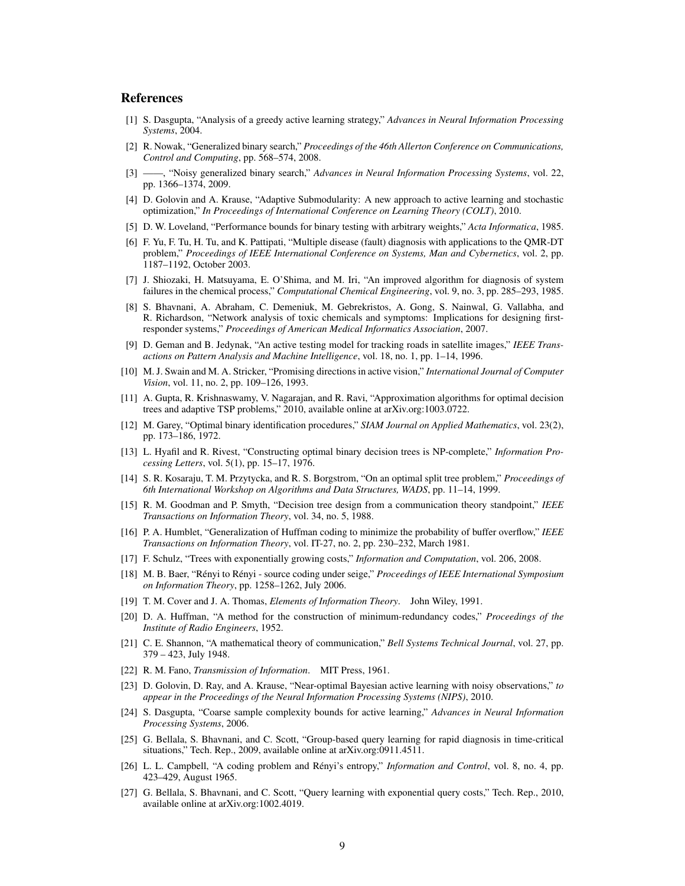## References

[1] S. Dasgupta, "Analysis of a greedy active learning strategy," *Advances in Neural Information Processing Systems*, 2004.

[2] R. Nowak, "Generalized binary search," *Proceedings of the 46th Allerton Conference on Communications, Control and Computing*, pp. 568–574, 2008.

[3] ——, "Noisy generalized binary search," *Advances in Neural Information Processing Systems*, vol. 22, pp. 1366–1374, 2009.

[4] D. Golovin and A. Krause, "Adaptive Submodularity: A new approach to active learning and stochastic optimization," *In Proceedings of International Conference on Learning Theory (COLT)*, 2010.

[5] D. W. Loveland, "Performance bounds for binary testing with arbitrary weights," *Acta Informatica*, 1985.

[6] F. Yu, F. Tu, H. Tu, and K. Pattipati, "Multiple disease (fault) diagnosis with applications to the QMR-DT problem," *Proceedings of IEEE International Conference on Systems, Man and Cybernetics*, vol. 2, pp. 1187–1192, October 2003.

[7] J. Shiozaki, H. Matsuyama, E. O'Shima, and M. Iri, "An improved algorithm for diagnosis of system failures in the chemical process," *Computational Chemical Engineering*, vol. 9, no. 3, pp. 285–293, 1985.

[8] S. Bhavnani, A. Abraham, C. Demeniuk, M. Gebrekristos, A. Gong, S. Nainwal, G. Vallabha, and R. Richardson, "Network analysis of toxic chemicals and symptoms: Implications for designing first-responder systems," *Proceedings of American Medical Informatics Association*, 2007.

[9] D. Geman and B. Jedynak, "An active testing model for tracking roads in satellite images," *IEEE Transactions on Pattern Analysis and Machine Intelligence*, vol. 18, no. 1, pp. 1–14, 1996.

[10] M. J. Swain and M. A. Stricker, "Promising directions in active vision," *International Journal of Computer Vision*, vol. 11, no. 2, pp. 109–126, 1993.

[11] A. Gupta, R. Krishnaswamy, V. Nagarajan, and R. Ravi, "Approximation algorithms for optimal decision trees and adaptive TSP problems," 2010, available online at arXiv.org:1003.0722.

[12] M. Garey, "Optimal binary identification procedures," *SIAM Journal on Applied Mathematics*, vol. 23(2), pp. 173–186, 1972.

[13] L. Hyafil and R. Rivest, "Constructing optimal binary decision trees is NP-complete," *Information Processing Letters*, vol. 5(1), pp. 15–17, 1976.

[14] S. R. Kosaraju, T. M. Przytycka, and R. S. Borgstrom, "On an optimal split tree problem," *Proceedings of 6th International Workshop on Algorithms and Data Structures, WADS*, pp. 11–14, 1999.

[15] R. M. Goodman and P. Smyth, "Decision tree design from a communication theory standpoint," *IEEE Transactions on Information Theory*, vol. 34, no. 5, 1988.

[16] P. A. Humblet, "Generalization of Huffman coding to minimize the probability of buffer overflow," *IEEE Transactions on Information Theory*, vol. IT-27, no. 2, pp. 230–232, March 1981.

[17] F. Schulz, "Trees with exponentially growing costs," *Information and Computation*, vol. 206, 2008.

[18] M. B. Baer, "Rényi to Rényi - source coding under seige," *Proceedings of IEEE International Symposium on Information Theory*, pp. 1258–1262, July 2006.

[19] T. M. Cover and J. A. Thomas, *Elements of Information Theory*. John Wiley, 1991.

[20] D. A. Huffman, "A method for the construction of minimum-redundancy codes," *Proceedings of the Institute of Radio Engineers*, 1952.

[21] C. E. Shannon, "A mathematical theory of communication," *Bell Systems Technical Journal*, vol. 27, pp. 379 – 423, July 1948.

[22] R. M. Fano, *Transmission of Information*. MIT Press, 1961.

[23] D. Golovin, D. Ray, and A. Krause, "Near-optimal Bayesian active learning with noisy observations," *to appear in the Proceedings of the Neural Information Processing Systems (NIPS)*, 2010.

[24] S. Dasgupta, "Coarse sample complexity bounds for active learning," *Advances in Neural Information Processing Systems*, 2006.

[25] G. Bellala, S. Bhavnani, and C. Scott, "Group-based query learning for rapid diagnosis in time-critical situations," Tech. Rep., 2009, available online at arXiv.org:0911.4511.

[26] L. L. Campbell, "A coding problem and Rényi's entropy," *Information and Control*, vol. 8, no. 4, pp. 423–429, August 1965.

[27] G. Bellala, S. Bhavnani, and C. Scott, "Query learning with exponential query costs," Tech. Rep., 2010, available online at arXiv.org:1002.4019.